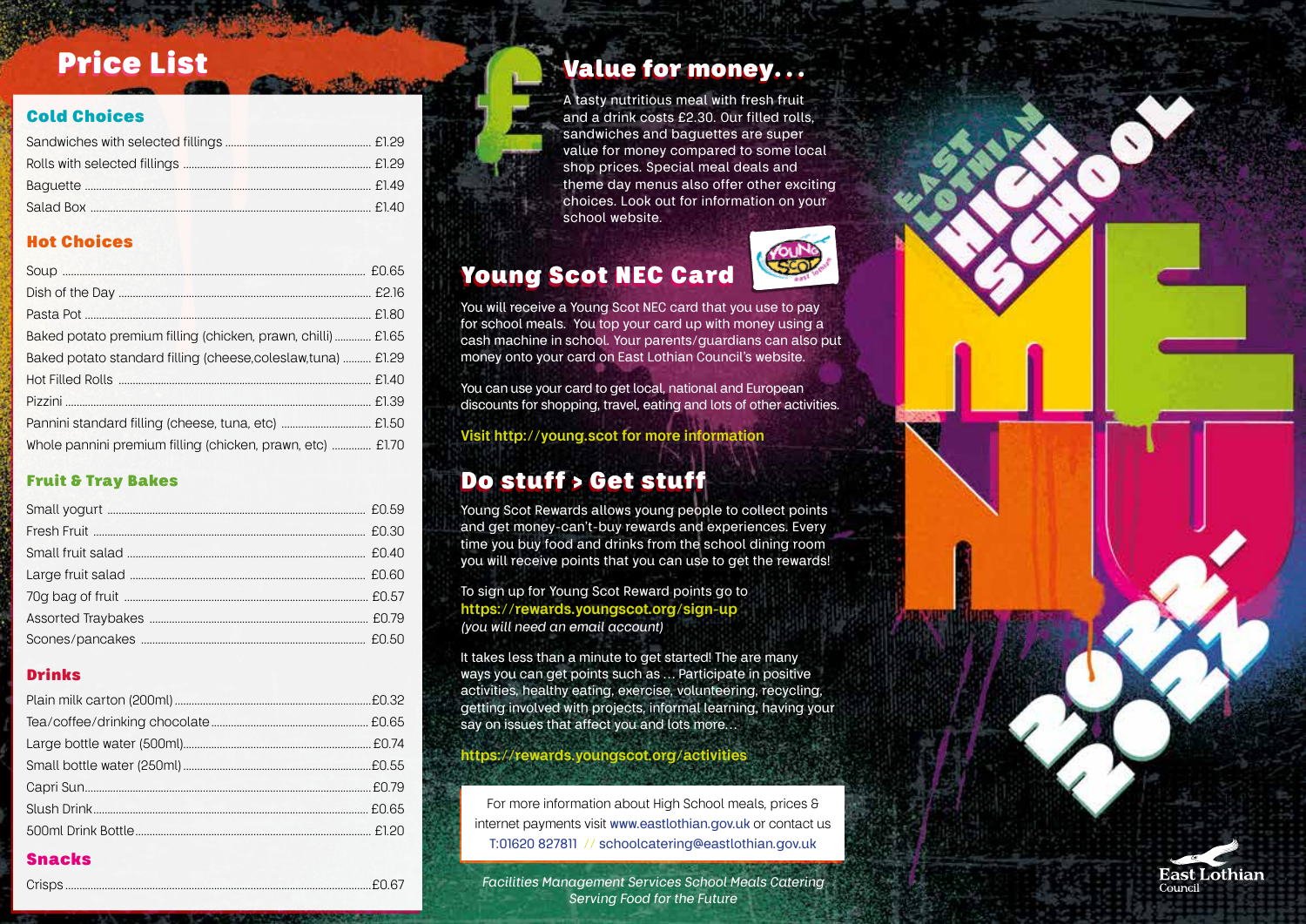# Price List

## Cold Choices

| Item | Price |
|---|---|
| Sandwiches with selected fillings | £1.29 |
| Rolls with selected fillings | £1.29 |
| Baguette | £1.49 |
| Salad Box | £1.40 |

## Hot Choices

| Item | Price |
|---|---|
| Soup | £0.65 |
| Dish of the Day | £2.16 |
| Pasta Pot | £1.80 |
| Baked potato premium filling (chicken, prawn, chilli) | £1.65 |
| Baked potato standard filling (cheese,coleslaw,tuna) | £1.29 |
| Hot Filled Rolls | £1.40 |
| Pizzini | £1.39 |
| Pannini standard filling (cheese, tuna, etc) | £1.50 |
| Whole pannini premium filling (chicken, prawn, etc) | £1.70 |

## Fruit & Tray Bakes

| Item | Price |
|---|---|
| Small yogurt | £0.59 |
| Fresh Fruit | £0.30 |
| Small fruit salad | £0.40 |
| Large fruit salad | £0.60 |
| 70g bag of fruit | £0.57 |
| Assorted Traybakes | £0.79 |
| Scones/pancakes | £0.50 |

## Drinks

| Item | Price |
|---|---|
| Plain milk carton (200ml) | £0.32 |
| Tea/coffee/drinking chocolate | £0.65 |
| Large bottle water (500ml) | £0.74 |
| Small bottle water (250ml) | £0.55 |
| Capri Sun | £0.79 |
| Slush Drink | £0.65 |
| 500ml Drink Bottle | £1.20 |

## Snacks

| Item | Price |
|---|---|
| Crisps | £0.67 |

## Value for money...

A tasty nutritious meal with fresh fruit and a drink costs £2.30. Our filled rolls, sandwiches and baguettes are super value for money compared to some local shop prices. Special meal deals and theme day menus also offer other exciting choices. Look out for information on your school website.

## Young Scot NEC Card

You will receive a Young Scot NEC card that you use to pay for school meals. You top your card up with money using a cash machine in school. Your parents/guardians can also put money onto your card on East Lothian Council's website.

You can use your card to get local, national and European discounts for shopping, travel, eating and lots of other activities.

Visit http://young.scot for more information

## Do stuff > Get stuff

Young Scot Rewards allows young people to collect points and get money-can't-buy rewards and experiences. Every time you buy food and drinks from the school dining room you will receive points that you can use to get the rewards!

To sign up for Young Scot Reward points go to https://rewards.youngscot.org/sign-up
*(you will need an email account)*

It takes less than a minute to get started! The are many ways you can get points such as ... Participate in positive activities, healthy eating, exercise, volunteering, recycling, getting involved with projects, informal learning, having your say on issues that affect you and lots more...

https://rewards.youngscot.org/activities

For more information about High School meals, prices & internet payments visit www.eastlothian.gov.uk or contact us T:01620 827811 // schoolcatering@eastlothian.gov.uk

*Facilities Management Services School Meals Catering*
*Serving Food for the Future*

# East Lothian High School Menu 2022-2023

East Lothian Council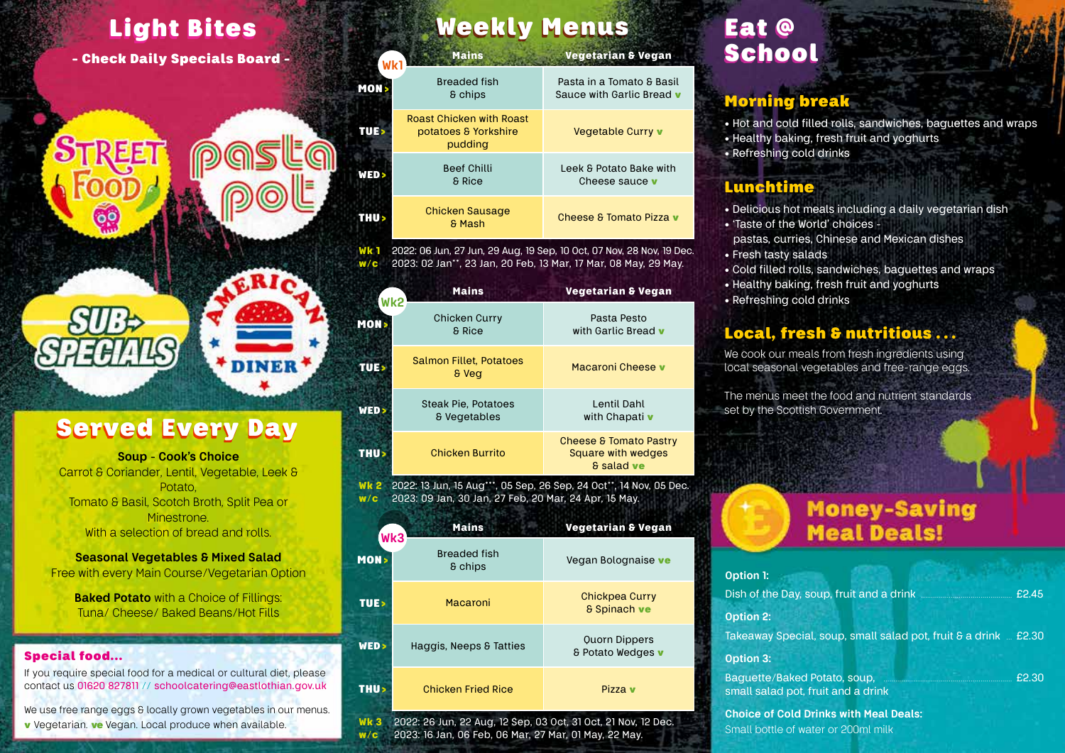# Light Bites

**- Check Daily Specials Board -**

STREET FOOD

pasta pot

SUB SPECIALS

AMERICAN DINER

## Served Every Day

**Soup - Cook's Choice**
Carrot & Coriander, Lentil, Vegetable, Leek & Potato,
Tomato & Basil, Scotch Broth, Split Pea or Minestrone.
With a selection of bread and rolls.

**Seasonal Vegetables & Mixed Salad**
Free with every Main Course/Vegetarian Option

**Baked Potato** with a Choice of Fillings:
Tuna/ Cheese/ Baked Beans/Hot Fills

### Special food...

If you require special food for a medical or cultural diet, please contact us 01620 827811 // schoolcatering@eastlothian.gov.uk

We use free range eggs & locally grown vegetables in our menus. **v** Vegetarian. **ve** Vegan. Local produce when available.

# Weekly Menus

| Wk1 | Mains | Vegetarian & Vegan |
|---|---|---|
| MON | Breaded fish & chips | Pasta in a Tomato & Basil Sauce with Garlic Bread v |
| TUE | Roast Chicken with Roast potatoes & Yorkshire pudding | Vegetable Curry v |
| WED | Beef Chilli & Rice | Leek & Potato Bake with Cheese sauce v |
| THU | Chicken Sausage & Mash | Cheese & Tomato Pizza v |

**Wk 1 w/c** 2022: 06 Jun, 27 Jun, 29 Aug, 19 Sep, 10 Oct, 07 Nov, 28 Nov, 19 Dec.
2023: 02 Jan**, 23 Jan, 20 Feb, 13 Mar, 17 Mar, 08 May, 29 May.

| Wk2 | Mains | Vegetarian & Vegan |
|---|---|---|
| MON | Chicken Curry & Rice | Pasta Pesto with Garlic Bread v |
| TUE | Salmon Fillet, Potatoes & Veg | Macaroni Cheese v |
| WED | Steak Pie, Potatoes & Vegetables | Lentil Dahl with Chapati v |
| THU | Chicken Burrito | Cheese & Tomato Pastry Square with wedges & salad ve |

**Wk 2 w/c** 2022: 13 Jun, 15 Aug***, 05 Sep, 26 Sep, 24 Oct**, 14 Nov, 05 Dec.
2023: 09 Jan, 30 Jan, 27 Feb, 20 Mar, 24 Apr, 15 May.

| Wk3 | Mains | Vegetarian & Vegan |
|---|---|---|
| MON | Breaded fish & chips | Vegan Bolognaise ve |
| TUE | Macaroni | Chickpea Curry & Spinach ve |
| WED | Haggis, Neeps & Tatties | Quorn Dippers & Potato Wedges v |
| THU | Chicken Fried Rice | Pizza v |

**Wk 3 w/c** 2022: 26 Jun, 22 Aug, 12 Sep, 03 Oct, 31 Oct, 21 Nov, 12 Dec.
2023: 16 Jan, 06 Feb, 06 Mar, 27 Mar, 01 May, 22 May.

# Eat @ School

## Morning break

- Hot and cold filled rolls, sandwiches, baguettes and wraps
- Healthy baking, fresh fruit and yoghurts
- Refreshing cold drinks

## Lunchtime

- Delicious hot meals including a daily vegetarian dish
- 'Taste of the World' choices - pastas, curries, Chinese and Mexican dishes
- Fresh tasty salads
- Cold filled rolls, sandwiches, baguettes and wraps
- Healthy baking, fresh fruit and yoghurts
- Refreshing cold drinks

## Local, fresh & nutritious . . .

We cook our meals from fresh ingredients using local seasonal vegetables and free-range eggs.

The menus meet the food and nutrient standards set by the Scottish Government.

## Money-Saving Meal Deals!

**Option 1:**
Dish of the Day, soup, fruit and a drink .......... £2.45

**Option 2:**
Takeaway Special, soup, small salad pot, fruit & a drink .......... £2.30

**Option 3:**
Baguette/Baked Potato, soup, small salad pot, fruit and a drink .......... £2.30

**Choice of Cold Drinks with Meal Deals:**
Small bottle of water or 200ml milk